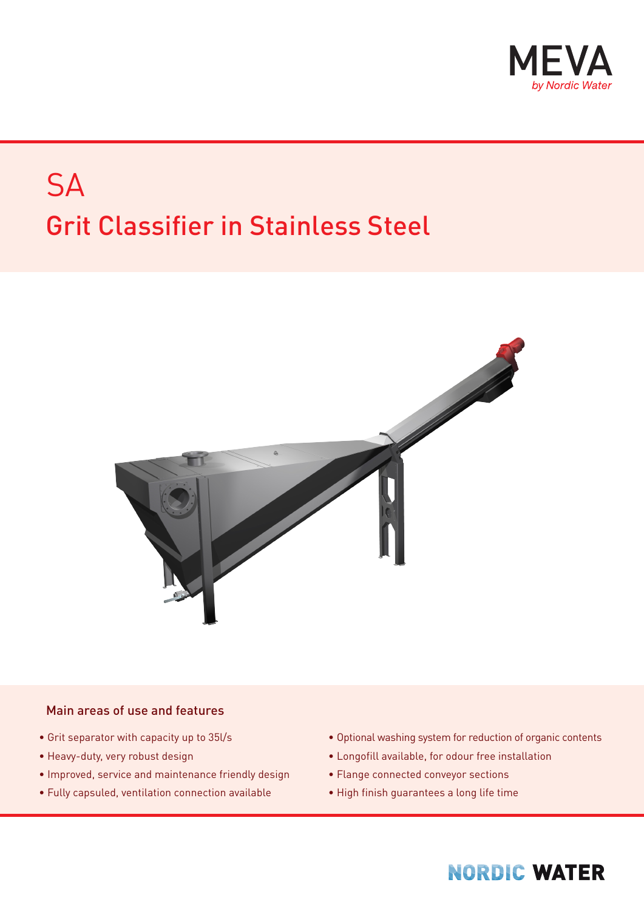MEVA
*by Nordic Water*

# SA

## Grit Classifier in Stainless Steel

### Main areas of use and features

- Grit separator with capacity up to 35l/s
- Heavy-duty, very robust design
- Improved, service and maintenance friendly design
- Fully capsuled, ventilation connection available
- Optional washing system for reduction of organic contents
- Longofill available, for odour free installation
- Flange connected conveyor sections
- High finish guarantees a long life time

NORDIC WATER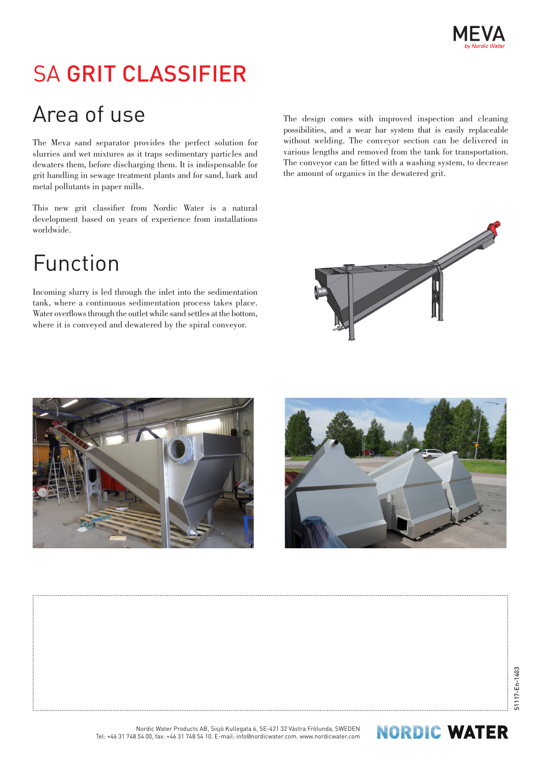# SA GRIT CLASSIFIER

## Area of use

The Meva sand separator provides the perfect solution for slurries and wet mixtures as it traps sedimentary particles and dewaters them, before discharging them. It is indispensable for grit handling in sewage treatment plants and for sand, bark and metal pollutants in paper mills.

This new grit classifier from Nordic Water is a natural development based on years of experience from installations worldwide.

## Function

Incoming slurry is led through the inlet into the sedimentation tank, where a continuous sedimentation process takes place. Water overflows through the outlet while sand settles at the bottom, where it is conveyed and dewatered by the spiral conveyor.

The design comes with improved inspection and cleaning possibilities, and a wear bar system that is easily replaceable without welding. The conveyor section can be delivered in various lengths and removed from the tank for transportation. The conveyor can be fitted with a washing system, to decrease the amount of organics in the dewatered grit.

S1117-En-1403

Nordic Water Products AB, Sisjö Kullegata 6, SE-421 32 Västra Frölunda, SWEDEN
Tel: +46 31 748 54 00, fax: +46 31 748 54 10. E-mail: info@nordicwater.com. www.nordicwater.com